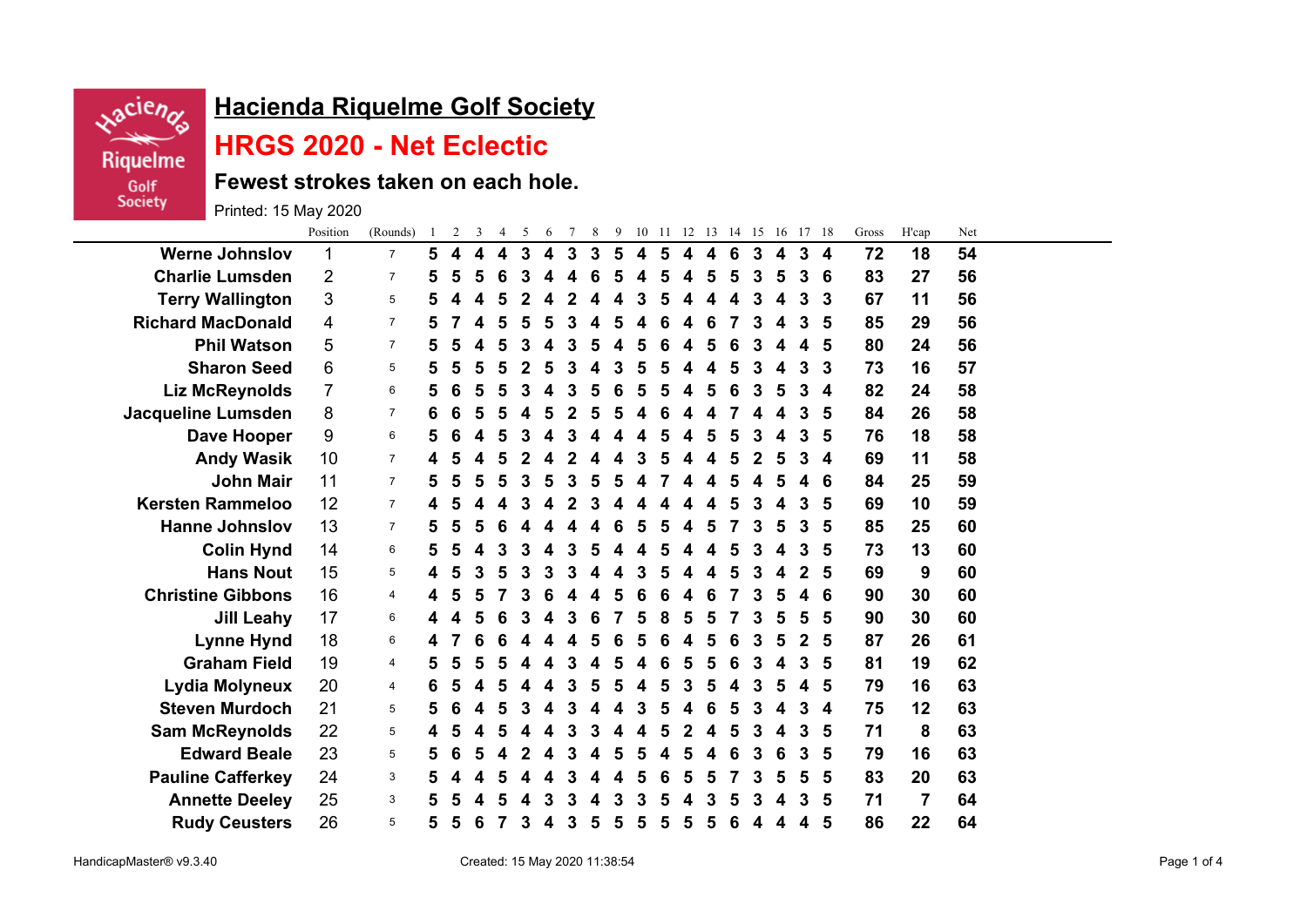# Hacienda Riquelme Golf Society

## HRGS 2020 - Net Eclectic

### Fewest strokes taken on each hole.

Printed: 15 May 2020

| | Position | (Rounds) | 1 | 2 | 3 | 4 | 5 | 6 | 7 | 8 | 9 | 10 | 11 | 12 | 13 | 14 | 15 | 16 | 17 | 18 | Gross | H'cap | Net |
|---|---|---|---|---|---|---|---|---|---|---|---|---|---|---|---|---|---|---|---|---|---|---|---|
| Werne Johnslov | 1 | 7 | 5 | 4 | 4 | 4 | 3 | 4 | 3 | 3 | 5 | 4 | 5 | 4 | 4 | 6 | 3 | 4 | 3 | 4 | 72 | 18 | 54 |
| Charlie Lumsden | 2 | 7 | 5 | 5 | 5 | 6 | 3 | 4 | 4 | 6 | 5 | 4 | 5 | 4 | 5 | 5 | 3 | 5 | 3 | 6 | 83 | 27 | 56 |
| Terry Wallington | 3 | 5 | 5 | 4 | 4 | 5 | 2 | 4 | 2 | 4 | 4 | 3 | 5 | 4 | 4 | 4 | 3 | 4 | 3 | 3 | 67 | 11 | 56 |
| Richard MacDonald | 4 | 7 | 5 | 7 | 4 | 5 | 5 | 5 | 3 | 4 | 5 | 4 | 6 | 4 | 6 | 7 | 3 | 4 | 3 | 5 | 85 | 29 | 56 |
| Phil Watson | 5 | 7 | 5 | 5 | 4 | 5 | 3 | 4 | 3 | 5 | 4 | 5 | 6 | 4 | 5 | 6 | 3 | 4 | 4 | 5 | 80 | 24 | 56 |
| Sharon Seed | 6 | 5 | 5 | 5 | 5 | 5 | 2 | 5 | 3 | 4 | 3 | 5 | 5 | 4 | 4 | 5 | 3 | 4 | 3 | 3 | 73 | 16 | 57 |
| Liz McReynolds | 7 | 6 | 5 | 6 | 5 | 5 | 3 | 4 | 3 | 5 | 6 | 5 | 5 | 4 | 5 | 6 | 3 | 5 | 3 | 4 | 82 | 24 | 58 |
| Jacqueline Lumsden | 8 | 7 | 6 | 6 | 5 | 5 | 4 | 5 | 2 | 5 | 5 | 4 | 6 | 4 | 4 | 7 | 4 | 4 | 3 | 5 | 84 | 26 | 58 |
| Dave Hooper | 9 | 6 | 5 | 6 | 4 | 5 | 3 | 4 | 3 | 4 | 4 | 4 | 5 | 4 | 5 | 5 | 3 | 4 | 3 | 5 | 76 | 18 | 58 |
| Andy Wasik | 10 | 7 | 4 | 5 | 4 | 5 | 2 | 4 | 2 | 4 | 4 | 3 | 5 | 4 | 4 | 5 | 2 | 5 | 3 | 4 | 69 | 11 | 58 |
| John Mair | 11 | 7 | 5 | 5 | 5 | 5 | 3 | 5 | 3 | 5 | 5 | 4 | 7 | 4 | 4 | 5 | 4 | 5 | 4 | 6 | 84 | 25 | 59 |
| Kersten Rammeloo | 12 | 7 | 4 | 5 | 4 | 4 | 3 | 4 | 2 | 3 | 4 | 4 | 4 | 4 | 4 | 5 | 3 | 4 | 3 | 5 | 69 | 10 | 59 |
| Hanne Johnslov | 13 | 7 | 5 | 5 | 5 | 6 | 4 | 4 | 4 | 4 | 6 | 5 | 5 | 4 | 5 | 7 | 3 | 5 | 3 | 5 | 85 | 25 | 60 |
| Colin Hynd | 14 | 6 | 5 | 5 | 4 | 3 | 3 | 4 | 3 | 5 | 4 | 4 | 5 | 4 | 4 | 5 | 3 | 4 | 3 | 5 | 73 | 13 | 60 |
| Hans Nout | 15 | 5 | 4 | 5 | 3 | 5 | 3 | 3 | 3 | 4 | 4 | 3 | 5 | 4 | 4 | 5 | 3 | 4 | 2 | 5 | 69 | 9 | 60 |
| Christine Gibbons | 16 | 4 | 4 | 5 | 5 | 7 | 3 | 6 | 4 | 4 | 5 | 6 | 6 | 4 | 6 | 7 | 3 | 5 | 4 | 6 | 90 | 30 | 60 |
| Jill Leahy | 17 | 6 | 4 | 4 | 5 | 6 | 3 | 4 | 3 | 6 | 7 | 5 | 8 | 5 | 5 | 7 | 3 | 5 | 5 | 5 | 90 | 30 | 60 |
| Lynne Hynd | 18 | 6 | 4 | 7 | 6 | 6 | 4 | 4 | 4 | 5 | 6 | 5 | 6 | 4 | 5 | 6 | 3 | 5 | 2 | 5 | 87 | 26 | 61 |
| Graham Field | 19 | 4 | 5 | 5 | 5 | 5 | 4 | 4 | 3 | 4 | 5 | 4 | 6 | 5 | 5 | 6 | 3 | 4 | 3 | 5 | 81 | 19 | 62 |
| Lydia Molyneux | 20 | 4 | 6 | 5 | 4 | 5 | 4 | 4 | 3 | 5 | 5 | 4 | 5 | 3 | 5 | 4 | 3 | 5 | 4 | 5 | 79 | 16 | 63 |
| Steven Murdoch | 21 | 5 | 5 | 6 | 4 | 5 | 3 | 4 | 3 | 4 | 4 | 3 | 5 | 4 | 6 | 5 | 3 | 4 | 3 | 4 | 75 | 12 | 63 |
| Sam McReynolds | 22 | 5 | 4 | 5 | 4 | 5 | 4 | 4 | 3 | 3 | 4 | 4 | 5 | 2 | 4 | 5 | 3 | 4 | 3 | 5 | 71 | 8 | 63 |
| Edward Beale | 23 | 5 | 5 | 6 | 5 | 4 | 2 | 4 | 3 | 4 | 5 | 5 | 4 | 5 | 4 | 6 | 3 | 6 | 3 | 5 | 79 | 16 | 63 |
| Pauline Cafferkey | 24 | 3 | 5 | 4 | 4 | 5 | 4 | 4 | 3 | 4 | 4 | 5 | 6 | 5 | 5 | 7 | 3 | 5 | 5 | 5 | 83 | 20 | 63 |
| Annette Deeley | 25 | 3 | 5 | 5 | 4 | 5 | 4 | 3 | 3 | 4 | 3 | 3 | 5 | 4 | 3 | 5 | 3 | 4 | 3 | 5 | 71 | 7 | 64 |
| Rudy Ceusters | 26 | 5 | 5 | 5 | 6 | 7 | 3 | 4 | 3 | 5 | 5 | 5 | 5 | 5 | 5 | 6 | 4 | 4 | 4 | 5 | 86 | 22 | 64 |

HandicapMaster® v9.3.40 Created: 15 May 2020 11:38:54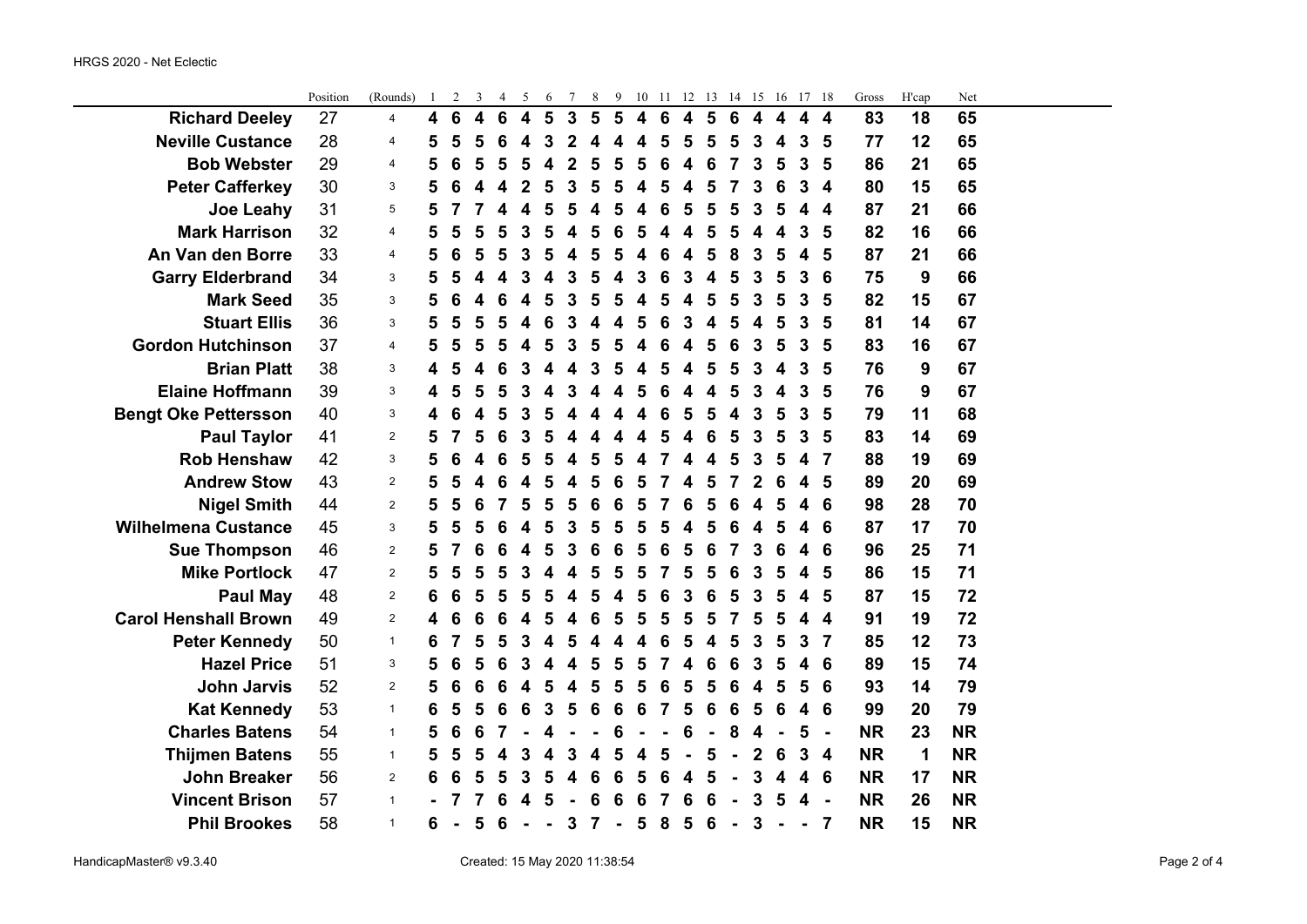HRGS 2020 - Net Eclectic

| | Position | (Rounds) | 1 | 2 | 3 | 4 | 5 | 6 | 7 | 8 | 9 | 10 | 11 | 12 | 13 | 14 | 15 | 16 | 17 | 18 | Gross | H'cap | Net |
|---|---|---|---|---|---|---|---|---|---|---|---|---|---|---|---|---|---|---|---|---|---|---|---|
| **Richard Deeley** | 27 | 4 | 4 | 6 | 4 | 6 | 4 | 5 | 3 | 5 | 5 | 4 | 6 | 4 | 5 | 6 | 4 | 4 | 4 | 4 | 83 | 18 | 65 |
| **Neville Custance** | 28 | 4 | 5 | 5 | 5 | 6 | 4 | 3 | 2 | 4 | 4 | 4 | 5 | 5 | 5 | 5 | 3 | 4 | 3 | 5 | 77 | 12 | 65 |
| **Bob Webster** | 29 | 4 | 5 | 6 | 5 | 5 | 5 | 4 | 2 | 5 | 5 | 5 | 6 | 4 | 6 | 7 | 3 | 5 | 3 | 5 | 86 | 21 | 65 |
| **Peter Cafferkey** | 30 | 3 | 5 | 6 | 4 | 4 | 2 | 5 | 3 | 5 | 5 | 4 | 5 | 4 | 5 | 7 | 3 | 6 | 3 | 4 | 80 | 15 | 65 |
| **Joe Leahy** | 31 | 5 | 5 | 7 | 7 | 4 | 4 | 5 | 5 | 4 | 5 | 4 | 6 | 5 | 5 | 5 | 3 | 5 | 4 | 4 | 87 | 21 | 66 |
| **Mark Harrison** | 32 | 4 | 5 | 5 | 5 | 5 | 3 | 5 | 4 | 5 | 6 | 5 | 4 | 4 | 5 | 5 | 4 | 4 | 3 | 5 | 82 | 16 | 66 |
| **An Van den Borre** | 33 | 4 | 5 | 6 | 5 | 5 | 3 | 5 | 4 | 5 | 5 | 4 | 6 | 4 | 5 | 8 | 3 | 5 | 4 | 5 | 87 | 21 | 66 |
| **Garry Elderbrand** | 34 | 3 | 5 | 5 | 4 | 4 | 3 | 4 | 3 | 5 | 4 | 3 | 6 | 3 | 4 | 5 | 3 | 5 | 3 | 6 | 75 | 9 | 66 |
| **Mark Seed** | 35 | 3 | 5 | 6 | 4 | 6 | 4 | 5 | 3 | 5 | 5 | 4 | 5 | 4 | 5 | 5 | 3 | 5 | 3 | 5 | 82 | 15 | 67 |
| **Stuart Ellis** | 36 | 3 | 5 | 5 | 5 | 5 | 4 | 6 | 3 | 4 | 4 | 5 | 6 | 3 | 4 | 5 | 4 | 5 | 3 | 5 | 81 | 14 | 67 |
| **Gordon Hutchinson** | 37 | 4 | 5 | 5 | 5 | 5 | 4 | 5 | 3 | 5 | 5 | 4 | 6 | 4 | 5 | 6 | 3 | 5 | 3 | 5 | 83 | 16 | 67 |
| **Brian Platt** | 38 | 3 | 4 | 5 | 4 | 6 | 3 | 4 | 4 | 3 | 5 | 4 | 5 | 4 | 5 | 5 | 3 | 4 | 3 | 5 | 76 | 9 | 67 |
| **Elaine Hoffmann** | 39 | 3 | 4 | 5 | 5 | 5 | 3 | 4 | 3 | 4 | 4 | 5 | 6 | 4 | 4 | 5 | 3 | 4 | 3 | 5 | 76 | 9 | 67 |
| **Bengt Oke Pettersson** | 40 | 3 | 4 | 6 | 4 | 5 | 3 | 5 | 4 | 4 | 4 | 4 | 6 | 5 | 5 | 4 | 3 | 5 | 3 | 5 | 79 | 11 | 68 |
| **Paul Taylor** | 41 | 2 | 5 | 7 | 5 | 6 | 3 | 5 | 4 | 4 | 4 | 4 | 5 | 4 | 6 | 5 | 3 | 5 | 3 | 5 | 83 | 14 | 69 |
| **Rob Henshaw** | 42 | 3 | 5 | 6 | 4 | 6 | 5 | 5 | 4 | 5 | 5 | 4 | 7 | 4 | 4 | 5 | 3 | 5 | 4 | 7 | 88 | 19 | 69 |
| **Andrew Stow** | 43 | 2 | 5 | 5 | 4 | 6 | 4 | 5 | 4 | 5 | 6 | 5 | 7 | 4 | 5 | 7 | 2 | 6 | 4 | 5 | 89 | 20 | 69 |
| **Nigel Smith** | 44 | 2 | 5 | 5 | 6 | 7 | 5 | 5 | 5 | 6 | 6 | 5 | 7 | 6 | 5 | 6 | 4 | 5 | 4 | 6 | 98 | 28 | 70 |
| **Wilhelmena Custance** | 45 | 3 | 5 | 5 | 5 | 6 | 4 | 5 | 3 | 5 | 5 | 5 | 5 | 4 | 5 | 6 | 4 | 5 | 4 | 6 | 87 | 17 | 70 |
| **Sue Thompson** | 46 | 2 | 5 | 7 | 6 | 6 | 4 | 5 | 3 | 6 | 6 | 5 | 6 | 5 | 6 | 7 | 3 | 6 | 4 | 6 | 96 | 25 | 71 |
| **Mike Portlock** | 47 | 2 | 5 | 5 | 5 | 5 | 3 | 4 | 4 | 5 | 5 | 5 | 7 | 5 | 5 | 6 | 3 | 5 | 4 | 5 | 86 | 15 | 71 |
| **Paul May** | 48 | 2 | 6 | 6 | 5 | 5 | 5 | 5 | 4 | 5 | 4 | 5 | 6 | 3 | 6 | 5 | 3 | 5 | 4 | 5 | 87 | 15 | 72 |
| **Carol Henshall Brown** | 49 | 2 | 4 | 6 | 6 | 6 | 4 | 5 | 4 | 6 | 5 | 5 | 5 | 5 | 5 | 7 | 5 | 5 | 4 | 4 | 91 | 19 | 72 |
| **Peter Kennedy** | 50 | 1 | 6 | 7 | 5 | 5 | 3 | 4 | 5 | 4 | 4 | 4 | 6 | 5 | 4 | 5 | 3 | 5 | 3 | 7 | 85 | 12 | 73 |
| **Hazel Price** | 51 | 3 | 5 | 6 | 5 | 6 | 3 | 4 | 4 | 5 | 5 | 5 | 7 | 4 | 6 | 6 | 3 | 5 | 4 | 6 | 89 | 15 | 74 |
| **John Jarvis** | 52 | 2 | 5 | 6 | 6 | 6 | 4 | 5 | 4 | 5 | 5 | 5 | 6 | 5 | 5 | 6 | 4 | 5 | 5 | 6 | 93 | 14 | 79 |
| **Kat Kennedy** | 53 | 1 | 6 | 5 | 5 | 6 | 6 | 3 | 5 | 6 | 6 | 6 | 7 | 5 | 6 | 6 | 5 | 6 | 4 | 6 | 99 | 20 | 79 |
| **Charles Batens** | 54 | 1 | 5 | 6 | 6 | 7 | - | 4 | - | - | 6 | - | - | 6 | - | 8 | 4 | - | 5 | - | NR | 23 | NR |
| **Thijmen Batens** | 55 | 1 | 5 | 5 | 5 | 4 | 3 | 4 | 3 | 4 | 5 | 4 | 5 | - | 5 | - | 2 | 6 | 3 | 4 | NR | 1 | NR |
| **John Breaker** | 56 | 2 | 6 | 6 | 5 | 5 | 3 | 5 | 4 | 6 | 6 | 5 | 6 | 4 | 5 | - | 3 | 4 | 4 | 6 | NR | 17 | NR |
| **Vincent Brison** | 57 | 1 | - | 7 | 7 | 6 | 4 | 5 | - | 6 | 6 | 6 | 7 | 6 | 6 | - | 3 | 5 | 4 | - | NR | 26 | NR |
| **Phil Brookes** | 58 | 1 | 6 | - | 5 | 6 | - | - | 3 | 7 | - | 5 | 8 | 5 | 6 | - | 3 | - | - | 7 | NR | 15 | NR |

HandicapMaster® v9.3.40 Created: 15 May 2020 11:38:54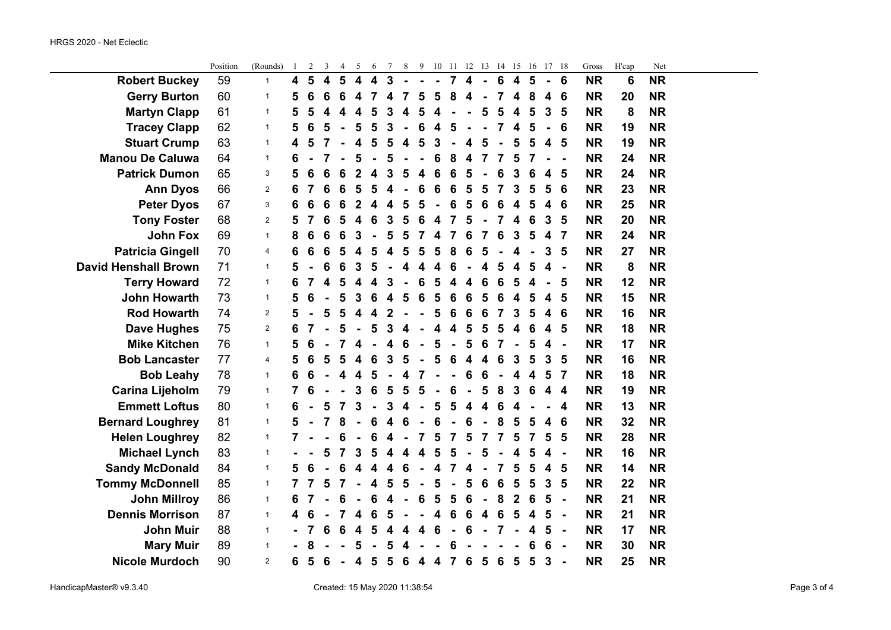HRGS 2020 - Net Eclectic

| | Position | (Rounds) | 1 | 2 | 3 | 4 | 5 | 6 | 7 | 8 | 9 | 10 | 11 | 12 | 13 | 14 | 15 | 16 | 17 | 18 | Gross | H'cap | Net |
|---|---|---|---|---|---|---|---|---|---|---|---|---|---|---|---|---|---|---|---|---|---|---|---|
| **Robert Buckey** | 59 | 1 | 4 | 5 | 4 | 5 | 4 | 4 | 3 | - | - | - | 7 | 4 | - | 6 | 4 | 5 | - | 6 | NR | 6 | NR |
| **Gerry Burton** | 60 | 1 | 5 | 6 | 6 | 6 | 4 | 7 | 4 | 7 | 5 | 5 | 8 | 4 | - | 7 | 4 | 8 | 4 | 6 | NR | 20 | NR |
| **Martyn Clapp** | 61 | 1 | 5 | 5 | 4 | 4 | 4 | 5 | 3 | 4 | 5 | 4 | - | - | 5 | 5 | 4 | 5 | 3 | 5 | NR | 8 | NR |
| **Tracey Clapp** | 62 | 1 | 5 | 6 | 5 | - | 5 | 5 | 3 | - | 6 | 4 | 5 | - | - | 7 | 4 | 5 | - | 6 | NR | 19 | NR |
| **Stuart Crump** | 63 | 1 | 4 | 5 | 7 | - | 4 | 5 | 5 | 4 | 5 | 3 | - | 4 | 5 | - | 5 | 5 | 4 | 5 | NR | 19 | NR |
| **Manou De Caluwa** | 64 | 1 | 6 | - | 7 | - | 5 | - | 5 | - | - | 6 | 8 | 4 | 7 | 7 | 5 | 7 | - | - | NR | 24 | NR |
| **Patrick Dumon** | 65 | 3 | 5 | 6 | 6 | 6 | 2 | 4 | 3 | 5 | 4 | 6 | 6 | 5 | - | 6 | 3 | 6 | 4 | 5 | NR | 24 | NR |
| **Ann Dyos** | 66 | 2 | 6 | 7 | 6 | 6 | 5 | 5 | 4 | - | 6 | 6 | 6 | 5 | 5 | 7 | 3 | 5 | 5 | 6 | NR | 23 | NR |
| **Peter Dyos** | 67 | 3 | 6 | 6 | 6 | 6 | 2 | 4 | 4 | 5 | 5 | - | 6 | 5 | 6 | 6 | 4 | 5 | 4 | 6 | NR | 25 | NR |
| **Tony Foster** | 68 | 2 | 5 | 7 | 6 | 5 | 4 | 6 | 3 | 5 | 6 | 4 | 7 | 5 | - | 7 | 4 | 6 | 3 | 5 | NR | 20 | NR |
| **John Fox** | 69 | 1 | 8 | 6 | 6 | 6 | 3 | - | 5 | 5 | 7 | 4 | 7 | 6 | 7 | 6 | 3 | 5 | 4 | 7 | NR | 24 | NR |
| **Patricia Gingell** | 70 | 4 | 6 | 6 | 6 | 5 | 4 | 5 | 4 | 5 | 5 | 5 | 8 | 6 | 5 | - | 4 | - | 3 | 5 | NR | 27 | NR |
| **David Henshall Brown** | 71 | 1 | 5 | - | 6 | 6 | 3 | 5 | - | 4 | 4 | 4 | 6 | - | 4 | 5 | 4 | 5 | 4 | - | NR | 8 | NR |
| **Terry Howard** | 72 | 1 | 6 | 7 | 4 | 5 | 4 | 4 | 3 | - | 6 | 5 | 4 | 4 | 6 | 6 | 5 | 4 | - | 5 | NR | 12 | NR |
| **John Howarth** | 73 | 1 | 5 | 6 | - | 5 | 3 | 6 | 4 | 5 | 6 | 5 | 6 | 6 | 5 | 6 | 4 | 5 | 4 | 5 | NR | 15 | NR |
| **Rod Howarth** | 74 | 2 | 5 | - | 5 | 5 | 4 | 4 | 2 | - | - | 5 | 6 | 6 | 6 | 7 | 3 | 5 | 4 | 6 | NR | 16 | NR |
| **Dave Hughes** | 75 | 2 | 6 | 7 | - | 5 | - | 5 | 3 | 4 | - | 4 | 4 | 5 | 5 | 5 | 4 | 6 | 4 | 5 | NR | 18 | NR |
| **Mike Kitchen** | 76 | 1 | 5 | 6 | - | 7 | 4 | - | 4 | 6 | - | 5 | - | 5 | 6 | 7 | - | 5 | 4 | - | NR | 17 | NR |
| **Bob Lancaster** | 77 | 4 | 5 | 6 | 5 | 5 | 4 | 6 | 3 | 5 | - | 5 | 6 | 4 | 4 | 6 | 3 | 5 | 3 | 5 | NR | 16 | NR |
| **Bob Leahy** | 78 | 1 | 6 | 6 | - | 4 | 4 | 5 | - | 4 | 7 | - | - | 6 | 6 | - | 4 | 4 | 5 | 7 | NR | 18 | NR |
| **Carina Lijeholm** | 79 | 1 | 7 | 6 | - | - | 3 | 6 | 5 | 5 | 5 | - | 6 | - | 5 | 8 | 3 | 6 | 4 | 4 | NR | 19 | NR |
| **Emmett Loftus** | 80 | 1 | 6 | - | 5 | 7 | 3 | - | 3 | 4 | - | 5 | 5 | 4 | 4 | 6 | 4 | - | - | 4 | NR | 13 | NR |
| **Bernard Loughrey** | 81 | 1 | 5 | - | 7 | 8 | - | 6 | 4 | 6 | - | 6 | - | 6 | - | 8 | 5 | 5 | 4 | 6 | NR | 32 | NR |
| **Helen Loughrey** | 82 | 1 | 7 | - | - | 6 | - | 6 | 4 | - | 7 | 5 | 7 | 5 | 7 | 7 | 5 | 7 | 5 | 5 | NR | 28 | NR |
| **Michael Lynch** | 83 | 1 | - | - | 5 | 7 | 3 | 5 | 4 | 4 | 4 | 5 | 5 | - | 5 | - | 4 | 5 | 4 | - | NR | 16 | NR |
| **Sandy McDonald** | 84 | 1 | 5 | 6 | - | 6 | 4 | 4 | 4 | 6 | - | 4 | 7 | 4 | - | 7 | 5 | 5 | 4 | 5 | NR | 14 | NR |
| **Tommy McDonnell** | 85 | 1 | 7 | 7 | 5 | 7 | - | 4 | 5 | 5 | - | 5 | - | 5 | 6 | 6 | 5 | 5 | 3 | 5 | NR | 22 | NR |
| **John Millroy** | 86 | 1 | 6 | 7 | - | 6 | - | 6 | 4 | - | 6 | 5 | 5 | 6 | - | 8 | 2 | 6 | 5 | - | NR | 21 | NR |
| **Dennis Morrison** | 87 | 1 | 4 | 6 | - | 7 | 4 | 6 | 5 | - | - | 4 | 6 | 6 | 4 | 6 | 5 | 4 | 5 | - | NR | 21 | NR |
| **John Muir** | 88 | 1 | - | 7 | 6 | 6 | 4 | 5 | 4 | 4 | 4 | 6 | - | 6 | - | 7 | - | 4 | 5 | - | NR | 17 | NR |
| **Mary Muir** | 89 | 1 | - | 8 | - | - | 5 | - | 5 | 4 | - | - | 6 | - | - | - | - | 6 | 6 | - | NR | 30 | NR |
| **Nicole Murdoch** | 90 | 2 | 6 | 5 | 6 | - | 4 | 5 | 5 | 6 | 4 | 4 | 7 | 6 | 5 | 6 | 5 | 5 | 3 | - | NR | 25 | NR |

HandicapMaster® v9.3.40 Created: 15 May 2020 11:38:54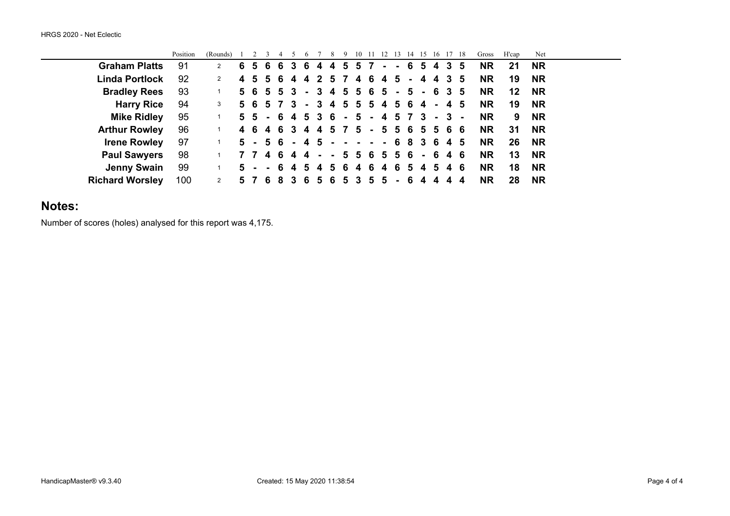HRGS 2020 - Net Eclectic

| | Position | (Rounds) | 1 | 2 | 3 | 4 | 5 | 6 | 7 | 8 | 9 | 10 | 11 | 12 | 13 | 14 | 15 | 16 | 17 | 18 | Gross | H'cap | Net |
|---|---|---|---|---|---|---|---|---|---|---|---|---|---|---|---|---|---|---|---|---|---|---|---|
| **Graham Platts** | 91 | 2 | **6** | **5** | **6** | **6** | **3** | **6** | **4** | **4** | **5** | **5** | **7** | **-** | **-** | **6** | **5** | **4** | **3** | **5** | **NR** | **21** | **NR** |
| **Linda Portlock** | 92 | 2 | **4** | **5** | **5** | **6** | **4** | **4** | **2** | **5** | **7** | **4** | **6** | **4** | **5** | **-** | **4** | **4** | **3** | **5** | **NR** | **19** | **NR** |
| **Bradley Rees** | 93 | 1 | **5** | **6** | **5** | **5** | **3** | **-** | **3** | **4** | **5** | **5** | **6** | **5** | **-** | **5** | **-** | **6** | **3** | **5** | **NR** | **12** | **NR** |
| **Harry Rice** | 94 | 3 | **5** | **6** | **5** | **7** | **3** | **-** | **3** | **4** | **5** | **5** | **5** | **4** | **5** | **6** | **4** | **-** | **4** | **5** | **NR** | **19** | **NR** |
| **Mike Ridley** | 95 | 1 | **5** | **5** | **-** | **6** | **4** | **5** | **3** | **6** | **-** | **5** | **-** | **4** | **5** | **7** | **3** | **-** | **3** | **-** | **NR** | **9** | **NR** |
| **Arthur Rowley** | 96 | 1 | **4** | **6** | **4** | **6** | **3** | **4** | **4** | **5** | **7** | **5** | **-** | **5** | **5** | **6** | **5** | **5** | **6** | **6** | **NR** | **31** | **NR** |
| **Irene Rowley** | 97 | 1 | **5** | **-** | **5** | **6** | **-** | **4** | **5** | **-** | **-** | **-** | **-** | **-** | **-** | **6** | **8** | **3** | **6** | **4** | **5** | **NR** | **26** | **NR** |
| **Paul Sawyers** | 98 | 1 | **7** | **7** | **4** | **6** | **4** | **4** | **-** | **-** | **5** | **5** | **6** | **5** | **5** | **6** | **-** | **6** | **4** | **6** | **NR** | **13** | **NR** |
| **Jenny Swain** | 99 | 1 | **5** | **-** | **-** | **6** | **4** | **5** | **4** | **5** | **6** | **4** | **6** | **4** | **6** | **5** | **4** | **5** | **4** | **6** | **NR** | **18** | **NR** |
| **Richard Worsley** | 100 | 2 | **5** | **7** | **6** | **8** | **3** | **6** | **5** | **6** | **5** | **3** | **5** | **5** | **-** | **6** | **4** | **4** | **4** | **4** | **NR** | **28** | **NR** |

## Notes:

Number of scores (holes) analysed for this report was 4,175.